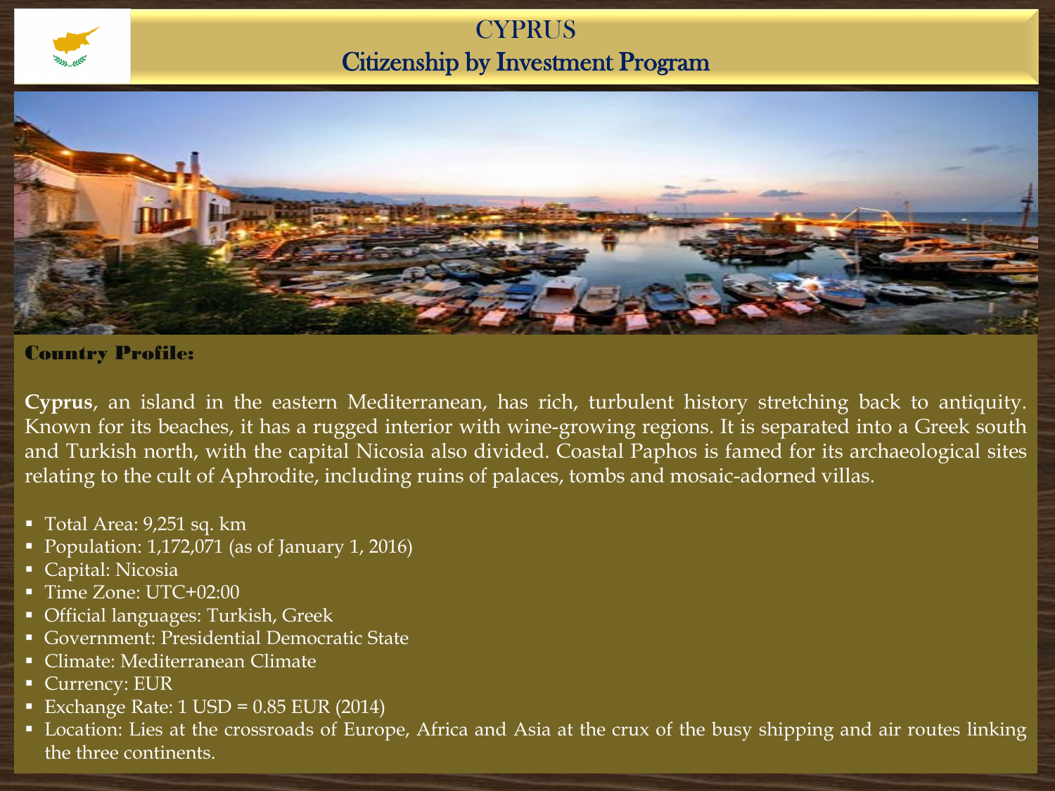# CYPRUS
## Citizenship by Investment Program

### Country Profile:

**Cyprus**, an island in the eastern Mediterranean, has rich, turbulent history stretching back to antiquity. Known for its beaches, it has a rugged interior with wine-growing regions. It is separated into a Greek south and Turkish north, with the capital Nicosia also divided. Coastal Paphos is famed for its archaeological sites relating to the cult of Aphrodite, including ruins of palaces, tombs and mosaic-adorned villas.

- Total Area: 9,251 sq. km
- Population: 1,172,071 (as of January 1, 2016)
- Capital: Nicosia
- Time Zone: UTC+02:00
- Official languages: Turkish, Greek
- Government: Presidential Democratic State
- Climate: Mediterranean Climate
- Currency: EUR
- Exchange Rate: 1 USD = 0.85 EUR (2014)
- Location: Lies at the crossroads of Europe, Africa and Asia at the crux of the busy shipping and air routes linking the three continents.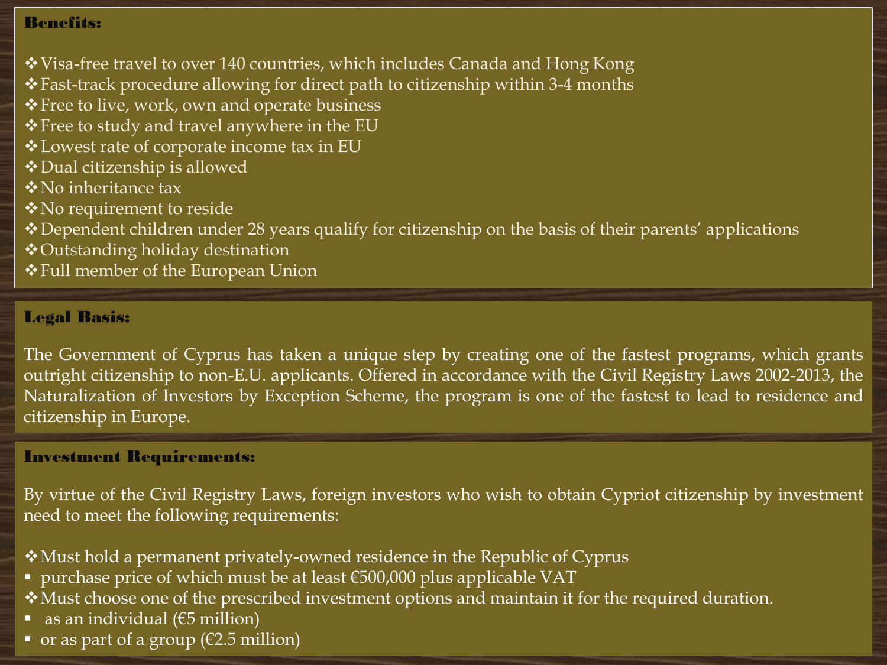**Benefits:**

- ❖Visa-free travel to over 140 countries, which includes Canada and Hong Kong
- ❖Fast-track procedure allowing for direct path to citizenship within 3-4 months
- ❖Free to live, work, own and operate business
- ❖Free to study and travel anywhere in the EU
- ❖Lowest rate of corporate income tax in EU
- ❖Dual citizenship is allowed
- ❖No inheritance tax
- ❖No requirement to reside
- ❖Dependent children under 28 years qualify for citizenship on the basis of their parents' applications
- ❖Outstanding holiday destination
- ❖Full member of the European Union

**Legal Basis:**

The Government of Cyprus has taken a unique step by creating one of the fastest programs, which grants outright citizenship to non-E.U. applicants. Offered in accordance with the Civil Registry Laws 2002-2013, the Naturalization of Investors by Exception Scheme, the program is one of the fastest to lead to residence and citizenship in Europe.

**Investment Requirements:**

By virtue of the Civil Registry Laws, foreign investors who wish to obtain Cypriot citizenship by investment need to meet the following requirements:

- ❖Must hold a permanent privately-owned residence in the Republic of Cyprus
  - purchase price of which must be at least €500,000 plus applicable VAT
- ❖Must choose one of the prescribed investment options and maintain it for the required duration.
  - as an individual (€5 million)
  - or as part of a group (€2.5 million)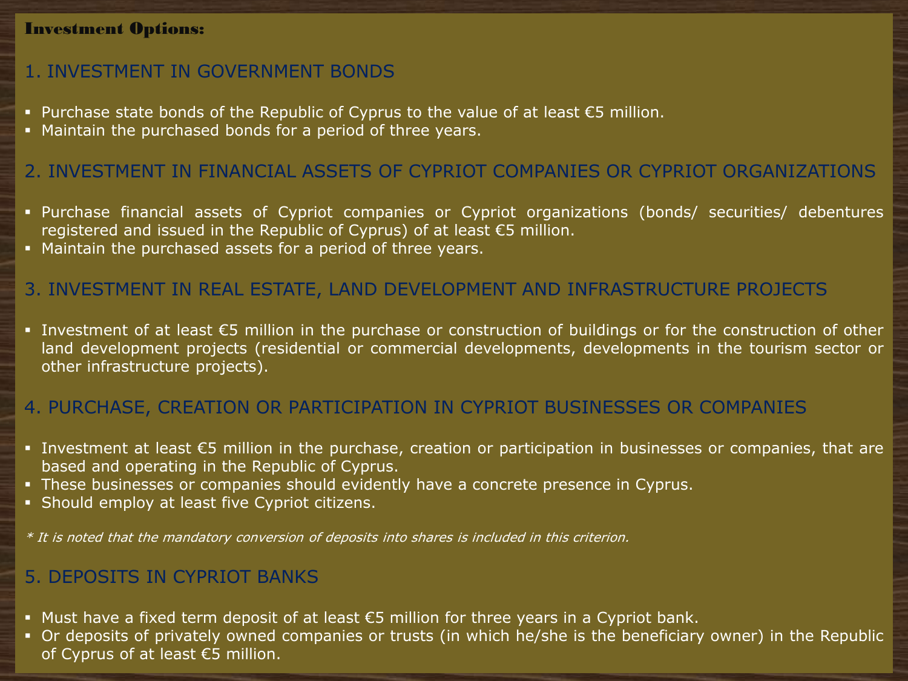**Investment Options:**

## 1. INVESTMENT IN GOVERNMENT BONDS

- Purchase state bonds of the Republic of Cyprus to the value of at least €5 million.
- Maintain the purchased bonds for a period of three years.

## 2. INVESTMENT IN FINANCIAL ASSETS OF CYPRIOT COMPANIES OR CYPRIOT ORGANIZATIONS

- Purchase financial assets of Cypriot companies or Cypriot organizations (bonds/ securities/ debentures registered and issued in the Republic of Cyprus) of at least €5 million.
- Maintain the purchased assets for a period of three years.

## 3. INVESTMENT IN REAL ESTATE, LAND DEVELOPMENT AND INFRASTRUCTURE PROJECTS

- Investment of at least €5 million in the purchase or construction of buildings or for the construction of other land development projects (residential or commercial developments, developments in the tourism sector or other infrastructure projects).

## 4. PURCHASE, CREATION OR PARTICIPATION IN CYPRIOT BUSINESSES OR COMPANIES

- Investment at least €5 million in the purchase, creation or participation in businesses or companies, that are based and operating in the Republic of Cyprus.
- These businesses or companies should evidently have a concrete presence in Cyprus.
- Should employ at least five Cypriot citizens.

*\* It is noted that the mandatory conversion of deposits into shares is included in this criterion.*

## 5. DEPOSITS IN CYPRIOT BANKS

- Must have a fixed term deposit of at least €5 million for three years in a Cypriot bank.
- Or deposits of privately owned companies or trusts (in which he/she is the beneficiary owner) in the Republic of Cyprus of at least €5 million.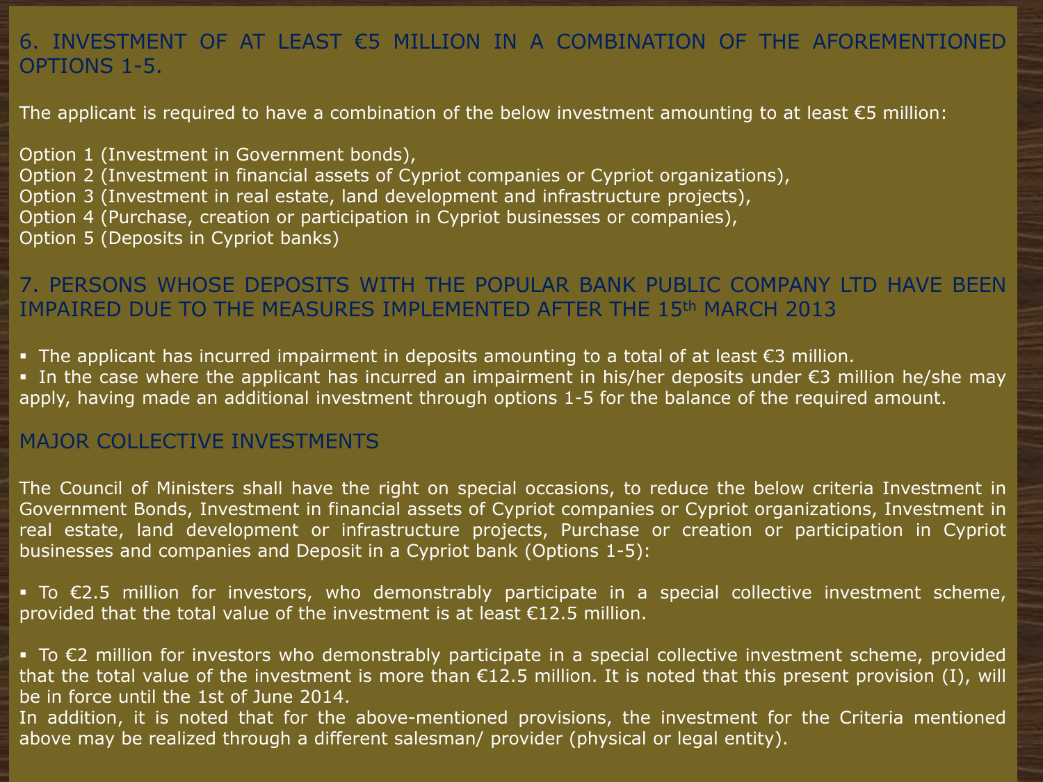## 6. INVESTMENT OF AT LEAST €5 MILLION IN A COMBINATION OF THE AFOREMENTIONED OPTIONS 1-5.

The applicant is required to have a combination of the below investment amounting to at least €5 million:

Option 1 (Investment in Government bonds),
Option 2 (Investment in financial assets of Cypriot companies or Cypriot organizations),
Option 3 (Investment in real estate, land development and infrastructure projects),
Option 4 (Purchase, creation or participation in Cypriot businesses or companies),
Option 5 (Deposits in Cypriot banks)

## 7. PERSONS WHOSE DEPOSITS WITH THE POPULAR BANK PUBLIC COMPANY LTD HAVE BEEN IMPAIRED DUE TO THE MEASURES IMPLEMENTED AFTER THE 15th MARCH 2013

- The applicant has incurred impairment in deposits amounting to a total of at least €3 million.
- In the case where the applicant has incurred an impairment in his/her deposits under €3 million he/she may apply, having made an additional investment through options 1-5 for the balance of the required amount.

## MAJOR COLLECTIVE INVESTMENTS

The Council of Ministers shall have the right on special occasions, to reduce the below criteria Investment in Government Bonds, Investment in financial assets of Cypriot companies or Cypriot organizations, Investment in real estate, land development or infrastructure projects, Purchase or creation or participation in Cypriot businesses and companies and Deposit in a Cypriot bank (Options 1-5):

- To €2.5 million for investors, who demonstrably participate in a special collective investment scheme, provided that the total value of the investment is at least €12.5 million.

- To €2 million for investors who demonstrably participate in a special collective investment scheme, provided that the total value of the investment is more than €12.5 million. It is noted that this present provision (I), will be in force until the 1st of June 2014.

In addition, it is noted that for the above-mentioned provisions, the investment for the Criteria mentioned above may be realized through a different salesman/ provider (physical or legal entity).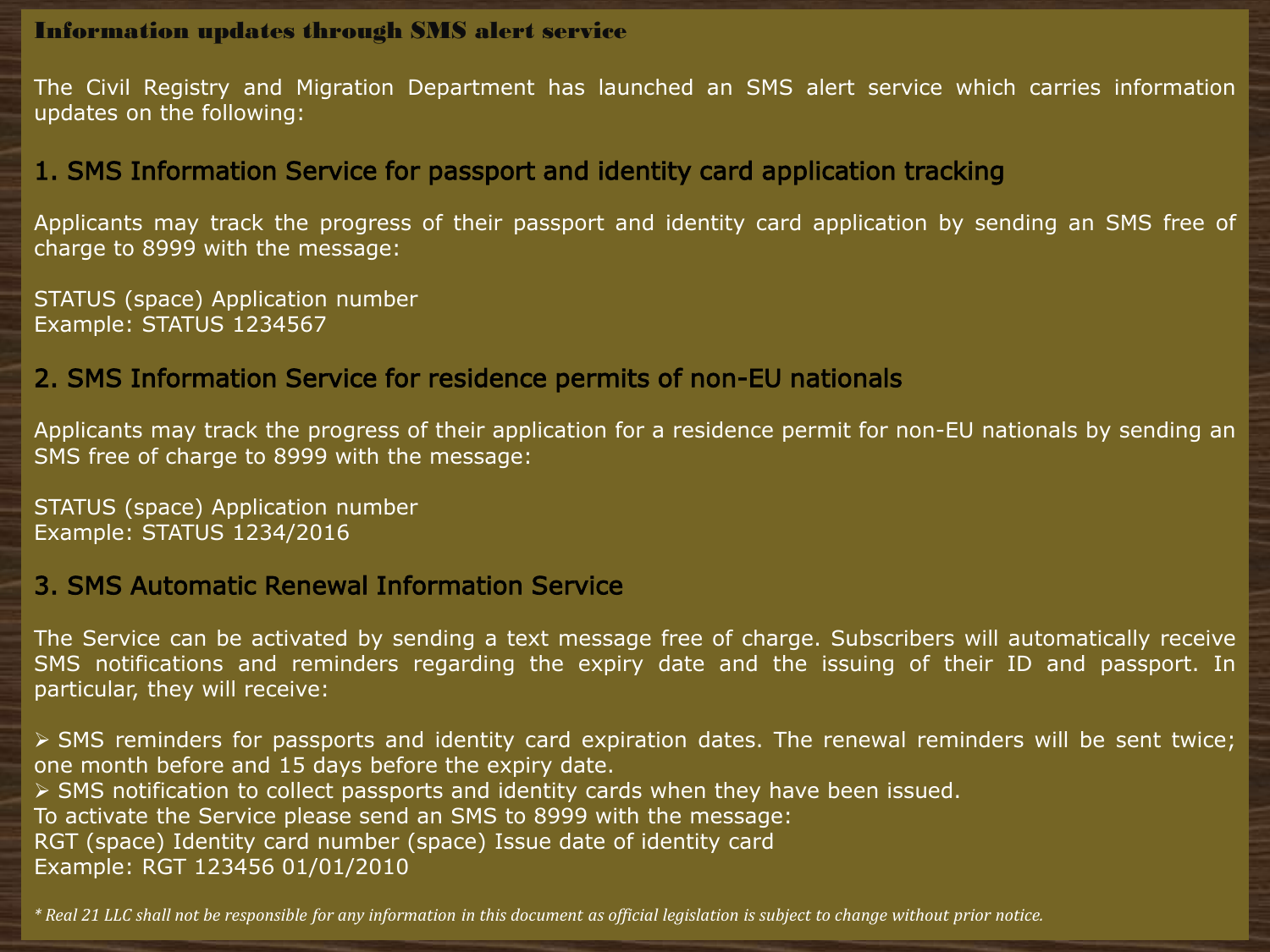# Information updates through SMS alert service

The Civil Registry and Migration Department has launched an SMS alert service which carries information updates on the following:

## 1. SMS Information Service for passport and identity card application tracking

Applicants may track the progress of their passport and identity card application by sending an SMS free of charge to 8999 with the message:

STATUS (space) Application number
Example: STATUS 1234567

## 2. SMS Information Service for residence permits of non-EU nationals

Applicants may track the progress of their application for a residence permit for non-EU nationals by sending an SMS free of charge to 8999 with the message:

STATUS (space) Application number
Example: STATUS 1234/2016

## 3. SMS Automatic Renewal Information Service

The Service can be activated by sending a text message free of charge. Subscribers will automatically receive SMS notifications and reminders regarding the expiry date and the issuing of their ID and passport. In particular, they will receive:

- SMS reminders for passports and identity card expiration dates. The renewal reminders will be sent twice; one month before and 15 days before the expiry date.
- SMS notification to collect passports and identity cards when they have been issued.

To activate the Service please send an SMS to 8999 with the message:
RGT (space) Identity card number (space) Issue date of identity card
Example: RGT 123456 01/01/2010

*\* Real 21 LLC shall not be responsible for any information in this document as official legislation is subject to change without prior notice.*